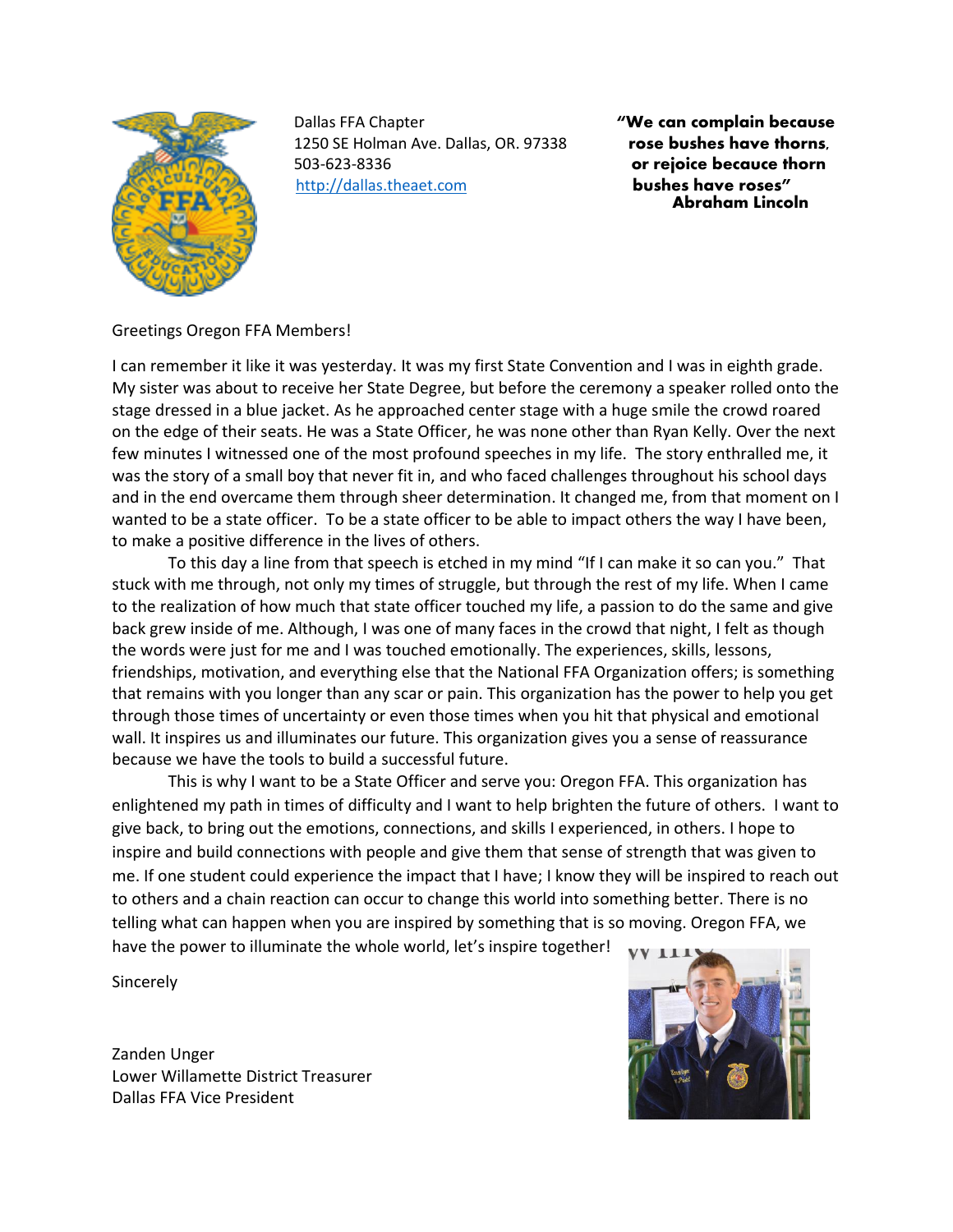Dallas FFA Chapter
1250 SE Holman Ave. Dallas, OR. 97338
503-623-8336
[http://dallas.theaet.com](http://dallas.theaet.com)

**"We can complain because rose bushes have thorns, or rejoice becauce thorn bushes have roses"**
**Abraham Lincoln**

Greetings Oregon FFA Members!

I can remember it like it was yesterday. It was my first State Convention and I was in eighth grade. My sister was about to receive her State Degree, but before the ceremony a speaker rolled onto the stage dressed in a blue jacket. As he approached center stage with a huge smile the crowd roared on the edge of their seats. He was a State Officer, he was none other than Ryan Kelly. Over the next few minutes I witnessed one of the most profound speeches in my life. The story enthralled me, it was the story of a small boy that never fit in, and who faced challenges throughout his school days and in the end overcame them through sheer determination. It changed me, from that moment on I wanted to be a state officer. To be a state officer to be able to impact others the way I have been, to make a positive difference in the lives of others.

To this day a line from that speech is etched in my mind "If I can make it so can you." That stuck with me through, not only my times of struggle, but through the rest of my life. When I came to the realization of how much that state officer touched my life, a passion to do the same and give back grew inside of me. Although, I was one of many faces in the crowd that night, I felt as though the words were just for me and I was touched emotionally. The experiences, skills, lessons, friendships, motivation, and everything else that the National FFA Organization offers; is something that remains with you longer than any scar or pain. This organization has the power to help you get through those times of uncertainty or even those times when you hit that physical and emotional wall. It inspires us and illuminates our future. This organization gives you a sense of reassurance because we have the tools to build a successful future.

This is why I want to be a State Officer and serve you: Oregon FFA. This organization has enlightened my path in times of difficulty and I want to help brighten the future of others. I want to give back, to bring out the emotions, connections, and skills I experienced, in others. I hope to inspire and build connections with people and give them that sense of strength that was given to me. If one student could experience the impact that I have; I know they will be inspired to reach out to others and a chain reaction can occur to change this world into something better. There is no telling what can happen when you are inspired by something that is so moving. Oregon FFA, we have the power to illuminate the whole world, let's inspire together!

Sincerely

Zanden Unger
Lower Willamette District Treasurer
Dallas FFA Vice President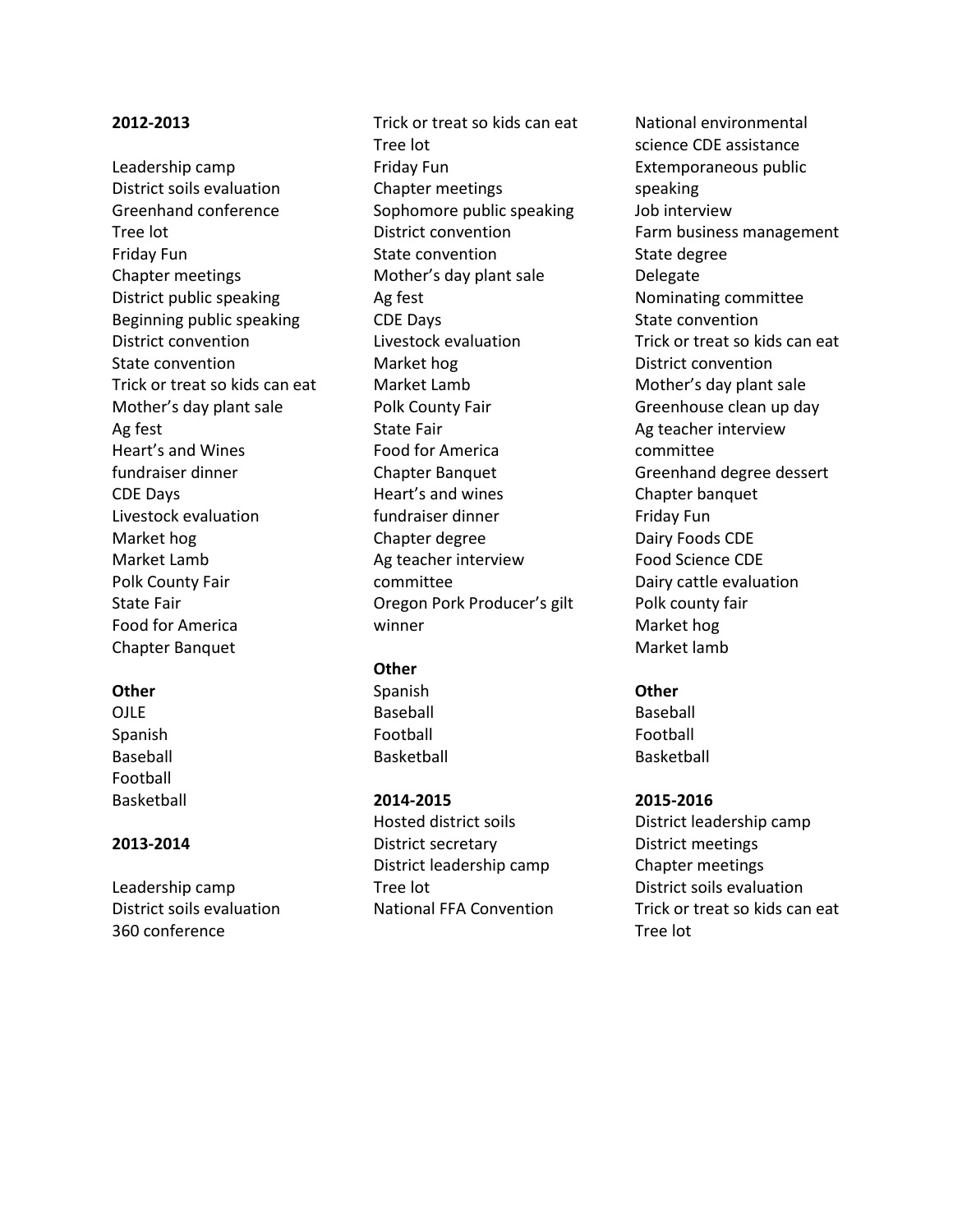**2012-2013**

Leadership camp
District soils evaluation
Greenhand conference
Tree lot
Friday Fun
Chapter meetings
District public speaking
Beginning public speaking
District convention
State convention
Trick or treat so kids can eat
Mother's day plant sale
Ag fest
Heart's and Wines fundraiser dinner
CDE Days
Livestock evaluation
Market hog
Market Lamb
Polk County Fair
State Fair
Food for America
Chapter Banquet

**Other**
OJLE
Spanish
Baseball
Football
Basketball

**2013-2014**

Leadership camp
District soils evaluation
360 conference
Trick or treat so kids can eat
Tree lot
Friday Fun
Chapter meetings
Sophomore public speaking
District convention
State convention
Mother's day plant sale
Ag fest
CDE Days
Livestock evaluation
Market hog
Market Lamb
Polk County Fair
State Fair
Food for America
Chapter Banquet
Heart's and wines fundraiser dinner
Chapter degree
Ag teacher interview committee
Oregon Pork Producer's gilt winner

**Other**
Spanish
Baseball
Football
Basketball

**2014-2015**
Hosted district soils
District secretary
District leadership camp
Tree lot
National FFA Convention
National environmental science CDE assistance
Extemporaneous public speaking
Job interview
Farm business management
State degree
Delegate
Nominating committee
State convention
Trick or treat so kids can eat
District convention
Mother's day plant sale
Greenhouse clean up day
Ag teacher interview committee
Greenhand degree dessert
Chapter banquet
Friday Fun
Dairy Foods CDE
Food Science CDE
Dairy cattle evaluation
Polk county fair
Market hog
Market lamb

**Other**
Baseball
Football
Basketball

**2015-2016**
District leadership camp
District meetings
Chapter meetings
District soils evaluation
Trick or treat so kids can eat
Tree lot